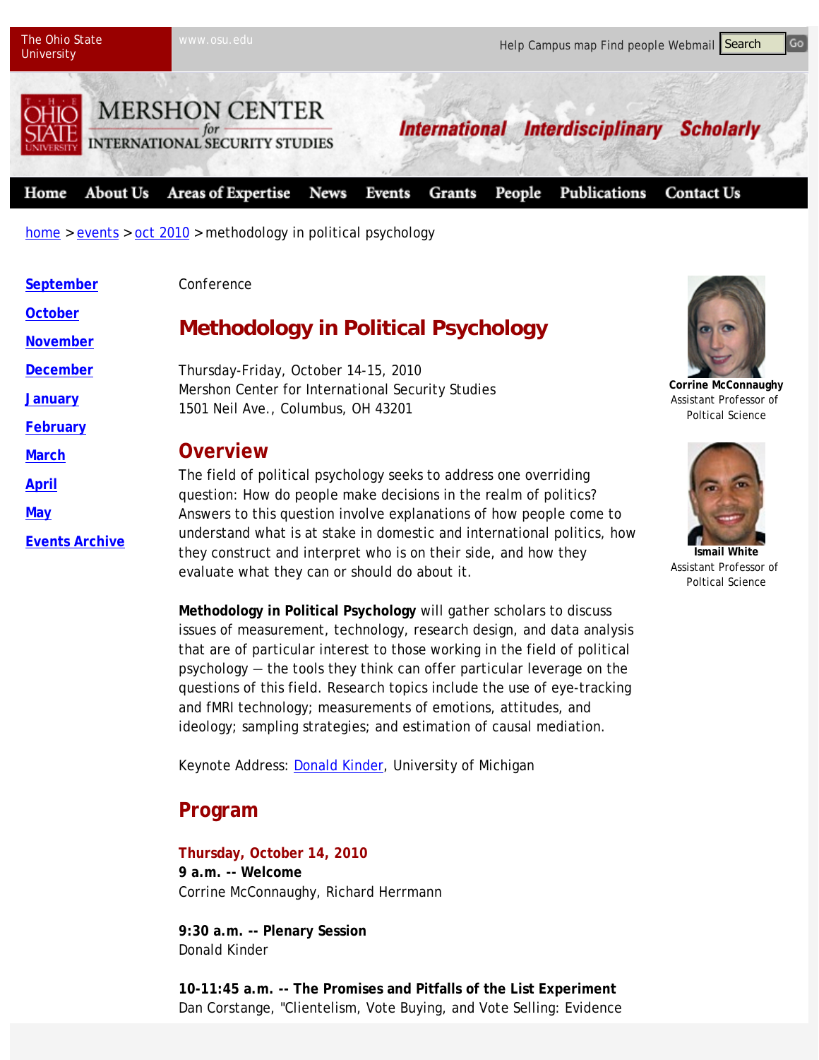The Ohio State University www.osu.edu

Help Campus map Find people Webmail Search Go

MERSHON CENTER for INTERNATIONAL SECURITY STUDIES

International Interdisciplinary Scholarly

Home About Us Areas of Expertise News Events Grants People Publications Contact Us

home > events > oct 2010 > methodology in political psychology

- September
- October
- November
- December
- January
- February
- March
- April
- May
- Events Archive

Conference

# Methodology in Political Psychology

Thursday-Friday, October 14-15, 2010
Mershon Center for International Security Studies
1501 Neil Ave., Columbus, OH 43201

**Corrine McConnaughy**
Assistant Professor of Poltical Science

**Ismail White**
Assistant Professor of Poltical Science

## Overview

The field of political psychology seeks to address one overriding question: How do people make decisions in the realm of politics? Answers to this question involve explanations of how people come to understand what is at stake in domestic and international politics, how they construct and interpret who is on their side, and how they evaluate what they can or should do about it.

**Methodology in Political Psychology** will gather scholars to discuss issues of measurement, technology, research design, and data analysis that are of particular interest to those working in the field of political psychology — the tools they think can offer particular leverage on the questions of this field. Research topics include the use of eye-tracking and fMRI technology; measurements of emotions, attitudes, and ideology; sampling strategies; and estimation of causal mediation.

Keynote Address: Donald Kinder, University of Michigan

## Program

**Thursday, October 14, 2010**

**9 a.m. -- Welcome**
Corrine McConnaughy, Richard Herrmann

**9:30 a.m. -- Plenary Session**
Donald Kinder

**10-11:45 a.m. -- The Promises and Pitfalls of the List Experiment**
Dan Corstange, "Clientelism, Vote Buying, and Vote Selling: Evidence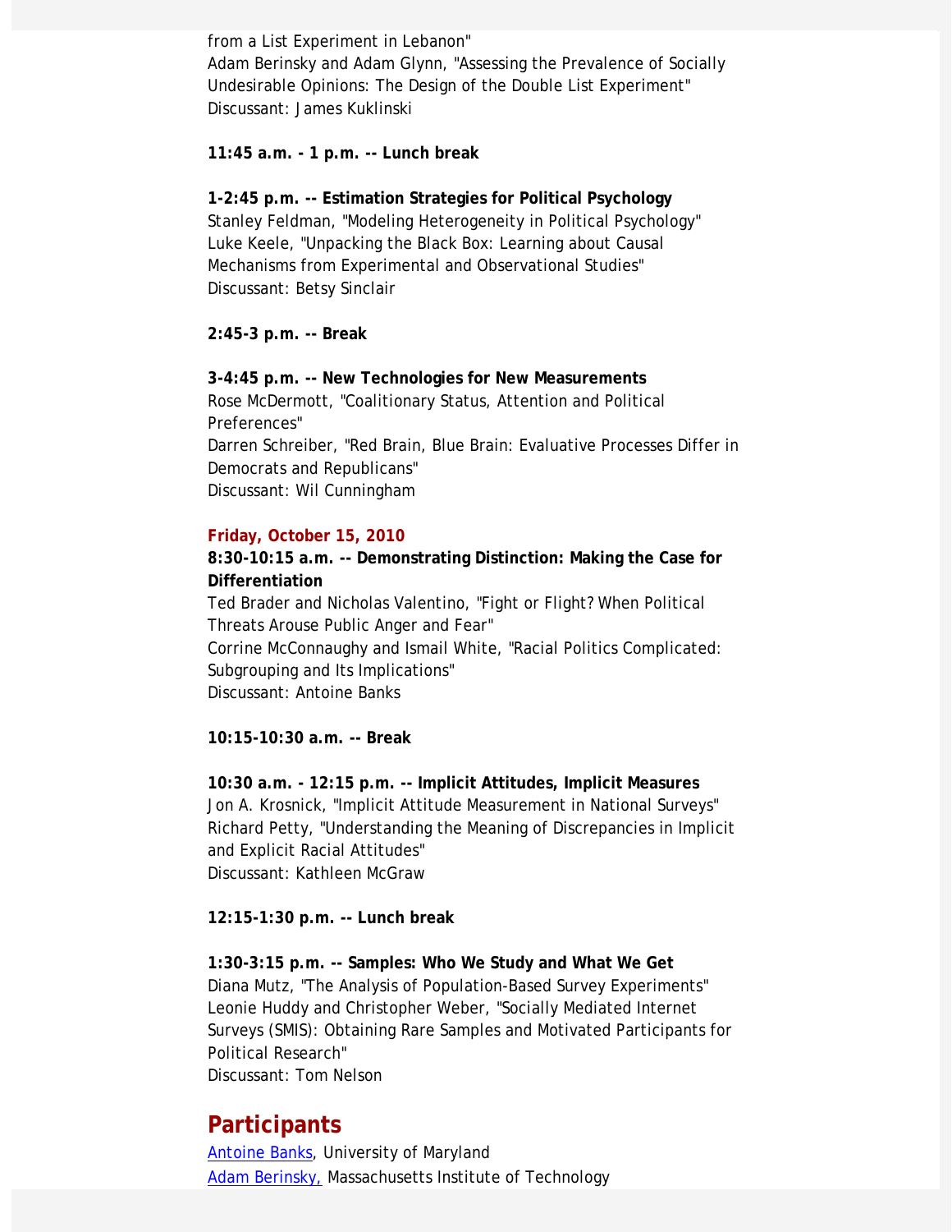from a List Experiment in Lebanon"
Adam Berinsky and Adam Glynn, "Assessing the Prevalence of Socially Undesirable Opinions: The Design of the Double List Experiment"
Discussant: James Kuklinski

**11:45 a.m. - 1 p.m. -- Lunch break**

**1-2:45 p.m. -- Estimation Strategies for Political Psychology**
Stanley Feldman, "Modeling Heterogeneity in Political Psychology"
Luke Keele, "Unpacking the Black Box: Learning about Causal Mechanisms from Experimental and Observational Studies"
Discussant: Betsy Sinclair

**2:45-3 p.m. -- Break**

**3-4:45 p.m. -- New Technologies for New Measurements**
Rose McDermott, "Coalitionary Status, Attention and Political Preferences"
Darren Schreiber, "Red Brain, Blue Brain: Evaluative Processes Differ in Democrats and Republicans"
Discussant: Wil Cunningham

**Friday, October 15, 2010**

**8:30-10:15 a.m. -- Demonstrating Distinction: Making the Case for Differentiation**
Ted Brader and Nicholas Valentino, "Fight or Flight? When Political Threats Arouse Public Anger and Fear"
Corrine McConnaughy and Ismail White, "Racial Politics Complicated: Subgrouping and Its Implications"
Discussant: Antoine Banks

**10:15-10:30 a.m. -- Break**

**10:30 a.m. - 12:15 p.m. -- Implicit Attitudes, Implicit Measures**
Jon A. Krosnick, "Implicit Attitude Measurement in National Surveys"
Richard Petty, "Understanding the Meaning of Discrepancies in Implicit and Explicit Racial Attitudes"
Discussant: Kathleen McGraw

**12:15-1:30 p.m. -- Lunch break**

**1:30-3:15 p.m. -- Samples: Who We Study and What We Get**
Diana Mutz, "The Analysis of Population-Based Survey Experiments"
Leonie Huddy and Christopher Weber, "Socially Mediated Internet Surveys (SMIS): Obtaining Rare Samples and Motivated Participants for Political Research"
Discussant: Tom Nelson

## Participants

Antoine Banks, University of Maryland
Adam Berinsky, Massachusetts Institute of Technology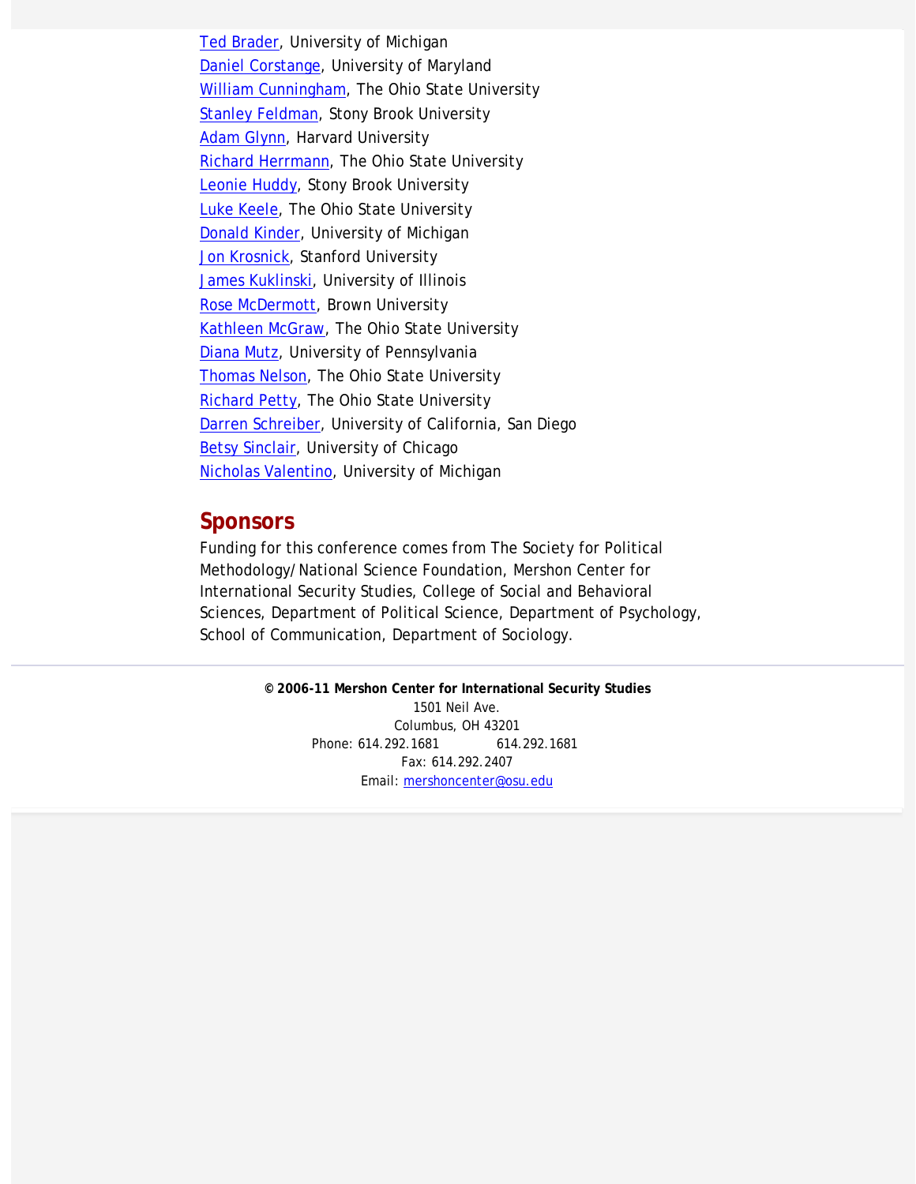Ted Brader, University of Michigan
Daniel Corstange, University of Maryland
William Cunningham, The Ohio State University
Stanley Feldman, Stony Brook University
Adam Glynn, Harvard University
Richard Herrmann, The Ohio State University
Leonie Huddy, Stony Brook University
Luke Keele, The Ohio State University
Donald Kinder, University of Michigan
Jon Krosnick, Stanford University
James Kuklinski, University of Illinois
Rose McDermott, Brown University
Kathleen McGraw, The Ohio State University
Diana Mutz, University of Pennsylvania
Thomas Nelson, The Ohio State University
Richard Petty, The Ohio State University
Darren Schreiber, University of California, San Diego
Betsy Sinclair, University of Chicago
Nicholas Valentino, University of Michigan

## Sponsors

Funding for this conference comes from The Society for Political Methodology/National Science Foundation, Mershon Center for International Security Studies, College of Social and Behavioral Sciences, Department of Political Science, Department of Psychology, School of Communication, Department of Sociology.

**© 2006-11 Mershon Center for International Security Studies**
1501 Neil Ave.
Columbus, OH 43201
Phone: 614.292.1681 614.292.1681
Fax: 614.292.2407
Email: mershoncenter@osu.edu